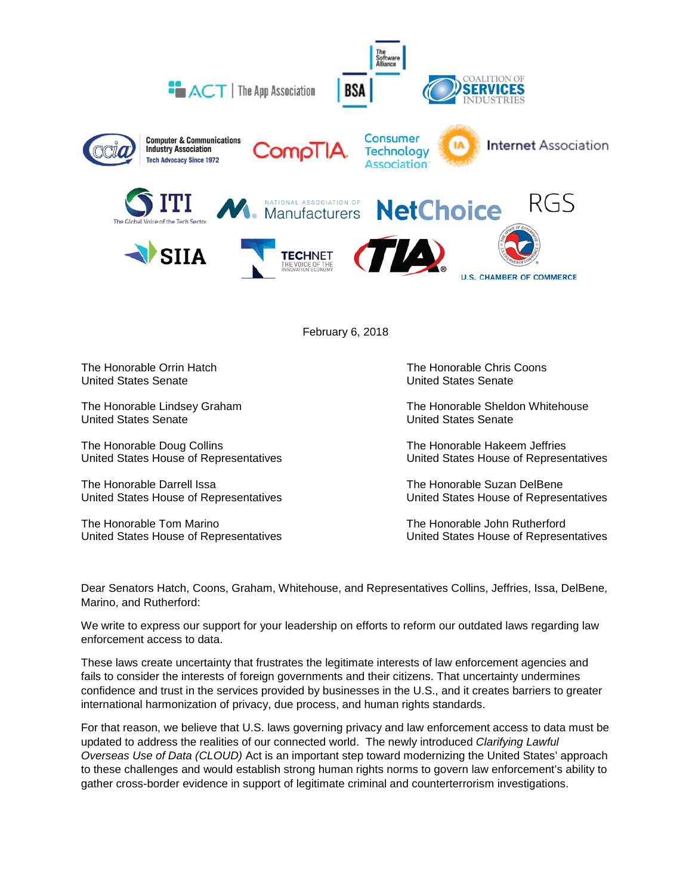February 6, 2018

The Honorable Orrin Hatch
United States Senate

The Honorable Chris Coons
United States Senate

The Honorable Lindsey Graham
United States Senate

The Honorable Sheldon Whitehouse
United States Senate

The Honorable Doug Collins
United States House of Representatives

The Honorable Hakeem Jeffries
United States House of Representatives

The Honorable Darrell Issa
United States House of Representatives

The Honorable Suzan DelBene
United States House of Representatives

The Honorable Tom Marino
United States House of Representatives

The Honorable John Rutherford
United States House of Representatives

Dear Senators Hatch, Coons, Graham, Whitehouse, and Representatives Collins, Jeffries, Issa, DelBene, Marino, and Rutherford:

We write to express our support for your leadership on efforts to reform our outdated laws regarding law enforcement access to data.

These laws create uncertainty that frustrates the legitimate interests of law enforcement agencies and fails to consider the interests of foreign governments and their citizens. That uncertainty undermines confidence and trust in the services provided by businesses in the U.S., and it creates barriers to greater international harmonization of privacy, due process, and human rights standards.

For that reason, we believe that U.S. laws governing privacy and law enforcement access to data must be updated to address the realities of our connected world. The newly introduced *Clarifying Lawful Overseas Use of Data (CLOUD)* Act is an important step toward modernizing the United States' approach to these challenges and would establish strong human rights norms to govern law enforcement's ability to gather cross-border evidence in support of legitimate criminal and counterterrorism investigations.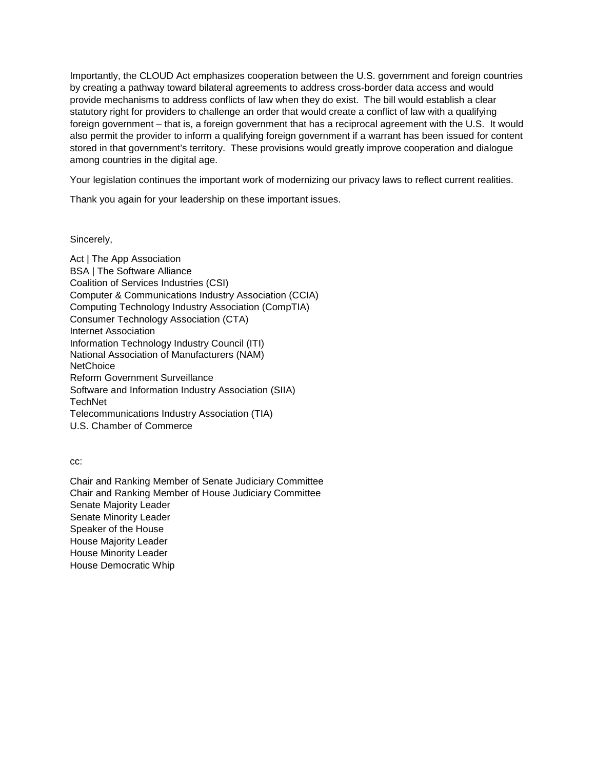Importantly, the CLOUD Act emphasizes cooperation between the U.S. government and foreign countries by creating a pathway toward bilateral agreements to address cross-border data access and would provide mechanisms to address conflicts of law when they do exist. The bill would establish a clear statutory right for providers to challenge an order that would create a conflict of law with a qualifying foreign government – that is, a foreign government that has a reciprocal agreement with the U.S. It would also permit the provider to inform a qualifying foreign government if a warrant has been issued for content stored in that government's territory. These provisions would greatly improve cooperation and dialogue among countries in the digital age.

Your legislation continues the important work of modernizing our privacy laws to reflect current realities.

Thank you again for your leadership on these important issues.

Sincerely,

Act | The App Association
BSA | The Software Alliance
Coalition of Services Industries (CSI)
Computer & Communications Industry Association (CCIA)
Computing Technology Industry Association (CompTIA)
Consumer Technology Association (CTA)
Internet Association
Information Technology Industry Council (ITI)
National Association of Manufacturers (NAM)
NetChoice
Reform Government Surveillance
Software and Information Industry Association (SIIA)
TechNet
Telecommunications Industry Association (TIA)
U.S. Chamber of Commerce

cc:

Chair and Ranking Member of Senate Judiciary Committee
Chair and Ranking Member of House Judiciary Committee
Senate Majority Leader
Senate Minority Leader
Speaker of the House
House Majority Leader
House Minority Leader
House Democratic Whip